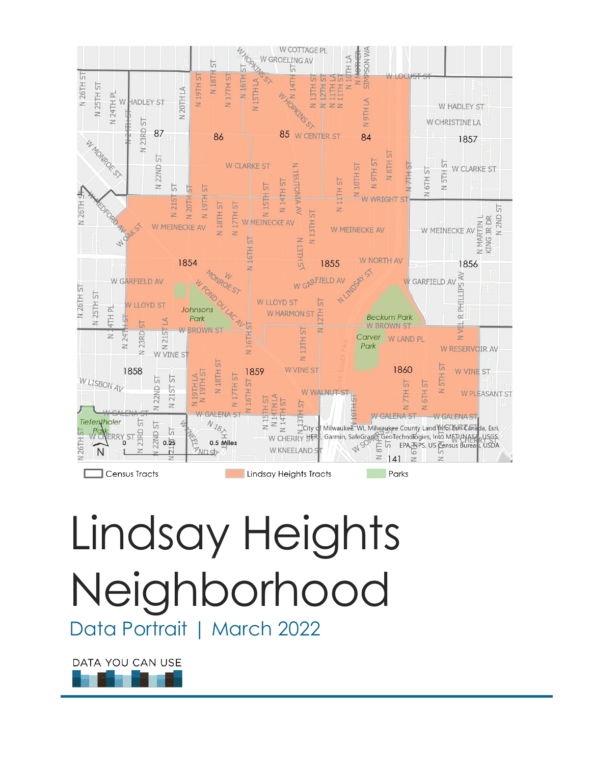Census Tracts | Lindsay Heights Tracts | Parks

# Lindsay Heights Neighborhood

## Data Portrait | March 2022

DATA YOU CAN USE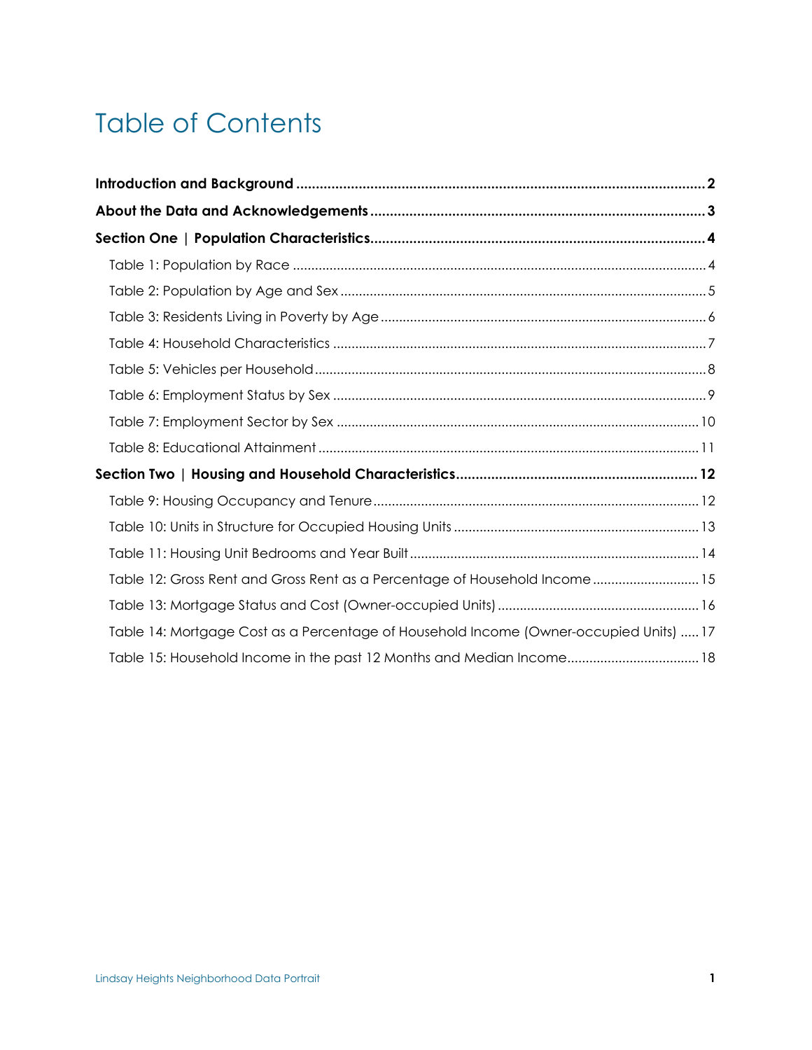# Table of Contents

**Introduction and Background** ........................................................................................................ **2**

**About the Data and Acknowledgements** ...................................................................................... **3**

**Section One | Population Characteristics** ..................................................................................... **4**

- Table 1: Population by Race ............................................................................................... 4
- Table 2: Population by Age and Sex .................................................................................. 5
- Table 3: Residents Living in Poverty by Age ...................................................................... 6
- Table 4: Household Characteristics .................................................................................... 7
- Table 5: Vehicles per Household ......................................................................................... 8
- Table 6: Employment Status by Sex .................................................................................... 9
- Table 7: Employment Sector by Sex ................................................................................. 10
- Table 8: Educational Attainment ....................................................................................... 11

**Section Two | Housing and Household Characteristics** ............................................................ **12**

- Table 9: Housing Occupancy and Tenure ......................................................................... 12
- Table 10: Units in Structure for Occupied Housing Units ................................................. 13
- Table 11: Housing Unit Bedrooms and Year Built ............................................................ 14
- Table 12: Gross Rent and Gross Rent as a Percentage of Household Income ............................. 15
- Table 13: Mortgage Status and Cost (Owner-occupied Units) ....................................................... 16
- Table 14: Mortgage Cost as a Percentage of Household Income (Owner-occupied Units) ..... 17
- Table 15: Household Income in the past 12 Months and Median Income .................................... 18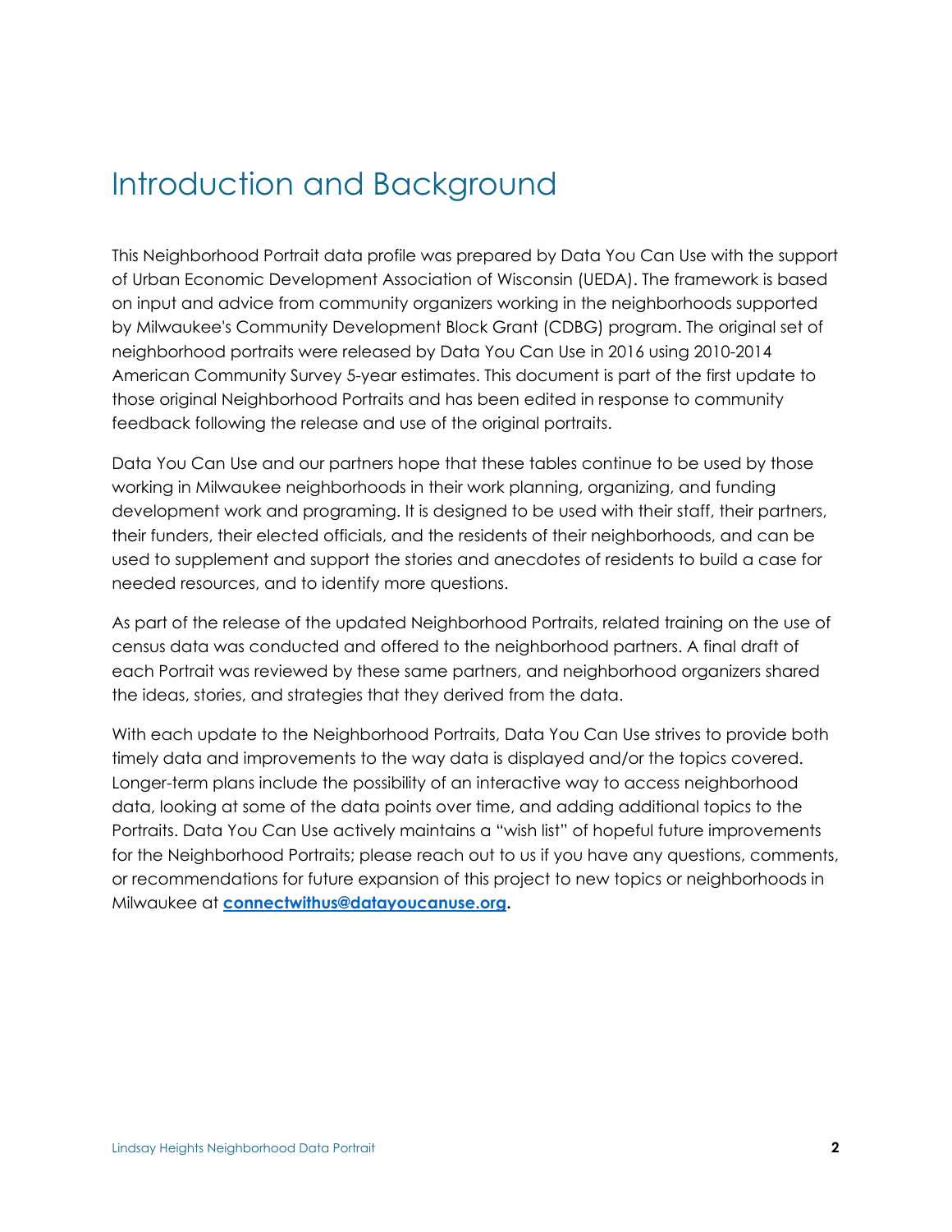# Introduction and Background

This Neighborhood Portrait data profile was prepared by Data You Can Use with the support of Urban Economic Development Association of Wisconsin (UEDA). The framework is based on input and advice from community organizers working in the neighborhoods supported by Milwaukee's Community Development Block Grant (CDBG) program. The original set of neighborhood portraits were released by Data You Can Use in 2016 using 2010-2014 American Community Survey 5-year estimates. This document is part of the first update to those original Neighborhood Portraits and has been edited in response to community feedback following the release and use of the original portraits.

Data You Can Use and our partners hope that these tables continue to be used by those working in Milwaukee neighborhoods in their work planning, organizing, and funding development work and programing. It is designed to be used with their staff, their partners, their funders, their elected officials, and the residents of their neighborhoods, and can be used to supplement and support the stories and anecdotes of residents to build a case for needed resources, and to identify more questions.

As part of the release of the updated Neighborhood Portraits, related training on the use of census data was conducted and offered to the neighborhood partners. A final draft of each Portrait was reviewed by these same partners, and neighborhood organizers shared the ideas, stories, and strategies that they derived from the data.

With each update to the Neighborhood Portraits, Data You Can Use strives to provide both timely data and improvements to the way data is displayed and/or the topics covered. Longer-term plans include the possibility of an interactive way to access neighborhood data, looking at some of the data points over time, and adding additional topics to the Portraits. Data You Can Use actively maintains a "wish list" of hopeful future improvements for the Neighborhood Portraits; please reach out to us if you have any questions, comments, or recommendations for future expansion of this project to new topics or neighborhoods in Milwaukee at **connectwithus@datayoucanuse.org.**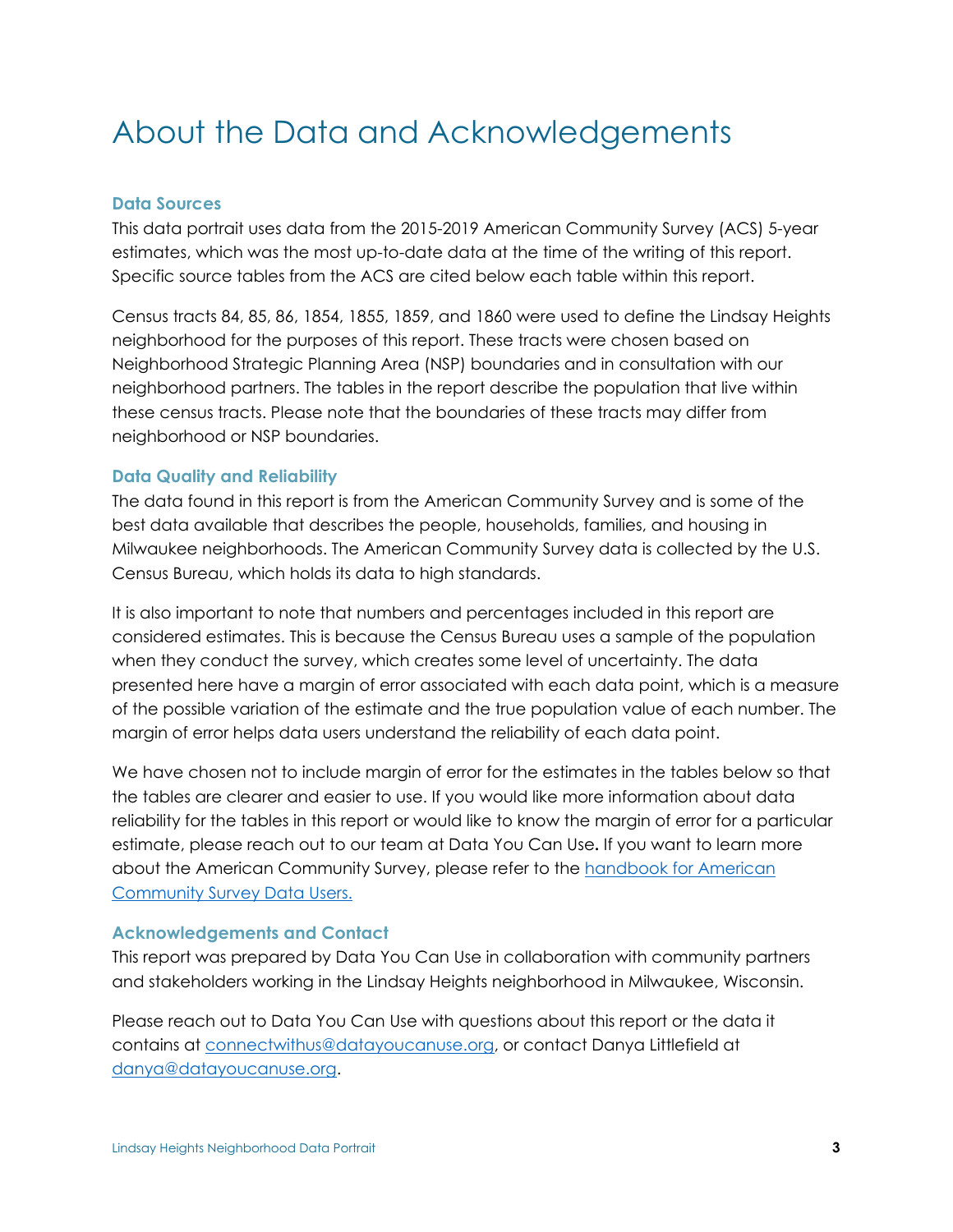# About the Data and Acknowledgements

### Data Sources

This data portrait uses data from the 2015-2019 American Community Survey (ACS) 5-year estimates, which was the most up-to-date data at the time of the writing of this report. Specific source tables from the ACS are cited below each table within this report.

Census tracts 84, 85, 86, 1854, 1855, 1859, and 1860 were used to define the Lindsay Heights neighborhood for the purposes of this report. These tracts were chosen based on Neighborhood Strategic Planning Area (NSP) boundaries and in consultation with our neighborhood partners. The tables in the report describe the population that live within these census tracts. Please note that the boundaries of these tracts may differ from neighborhood or NSP boundaries.

### Data Quality and Reliability

The data found in this report is from the American Community Survey and is some of the best data available that describes the people, households, families, and housing in Milwaukee neighborhoods. The American Community Survey data is collected by the U.S. Census Bureau, which holds its data to high standards.

It is also important to note that numbers and percentages included in this report are considered estimates. This is because the Census Bureau uses a sample of the population when they conduct the survey, which creates some level of uncertainty. The data presented here have a margin of error associated with each data point, which is a measure of the possible variation of the estimate and the true population value of each number. The margin of error helps data users understand the reliability of each data point.

We have chosen not to include margin of error for the estimates in the tables below so that the tables are clearer and easier to use. If you would like more information about data reliability for the tables in this report or would like to know the margin of error for a particular estimate, please reach out to our team at Data You Can Use**.** If you want to learn more about the American Community Survey, please refer to the [handbook for American Community Survey Data Users.]()

### Acknowledgements and Contact

This report was prepared by Data You Can Use in collaboration with community partners and stakeholders working in the Lindsay Heights neighborhood in Milwaukee, Wisconsin.

Please reach out to Data You Can Use with questions about this report or the data it contains at connectwithus@datayoucanuse.org, or contact Danya Littlefield at danya@datayoucanuse.org.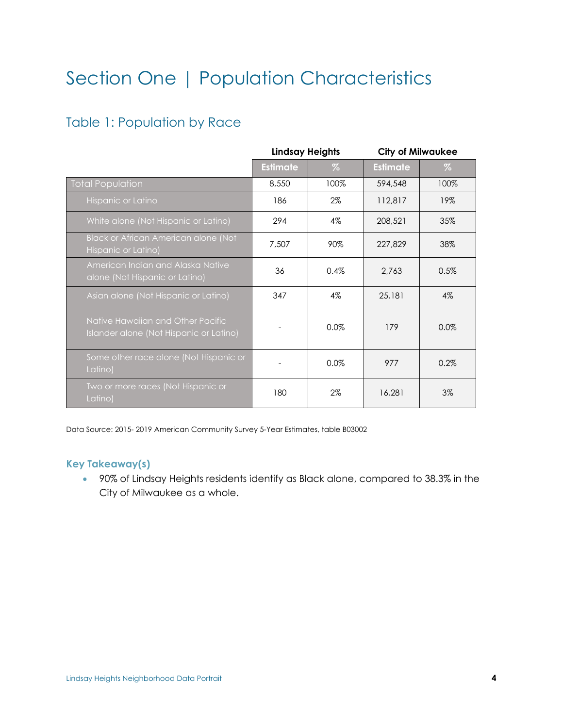# Section One | Population Characteristics

## Table 1: Population by Race

| | Lindsay Heights | | City of Milwaukee | |
|---|---|---|---|---|
| | Estimate | % | Estimate | % |
| Total Population | 8,550 | 100% | 594,548 | 100% |
| Hispanic or Latino | 186 | 2% | 112,817 | 19% |
| White alone (Not Hispanic or Latino) | 294 | 4% | 208,521 | 35% |
| Black or African American alone (Not Hispanic or Latino) | 7,507 | 90% | 227,829 | 38% |
| American Indian and Alaska Native alone (Not Hispanic or Latino) | 36 | 0.4% | 2,763 | 0.5% |
| Asian alone (Not Hispanic or Latino) | 347 | 4% | 25,181 | 4% |
| Native Hawaiian and Other Pacific Islander alone (Not Hispanic or Latino) | - | 0.0% | 179 | 0.0% |
| Some other race alone (Not Hispanic or Latino) | - | 0.0% | 977 | 0.2% |
| Two or more races (Not Hispanic or Latino) | 180 | 2% | 16,281 | 3% |

Data Source: 2015- 2019 American Community Survey 5-Year Estimates, table B03002

### Key Takeaway(s)

- 90% of Lindsay Heights residents identify as Black alone, compared to 38.3% in the City of Milwaukee as a whole.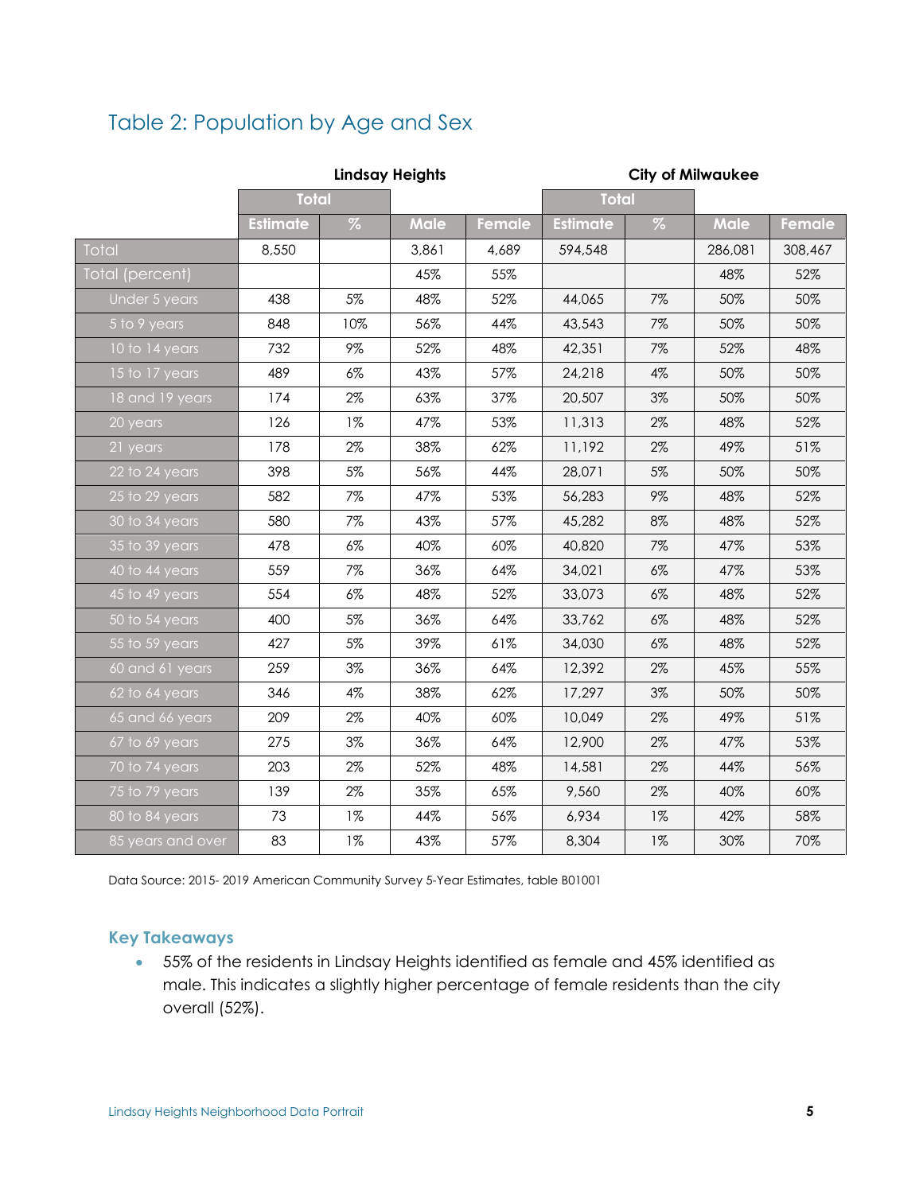## Table 2: Population by Age and Sex

| | Lindsay Heights | | | | City of Milwaukee | | | |
|---|---|---|---|---|---|---|---|---|
| | Total | | | | Total | | | |
| | Estimate | % | Male | Female | Estimate | % | Male | Female |
| Total | 8,550 | | 3,861 | 4,689 | 594,548 | | 286,081 | 308,467 |
| Total (percent) | | | 45% | 55% | | | 48% | 52% |
| Under 5 years | 438 | 5% | 48% | 52% | 44,065 | 7% | 50% | 50% |
| 5 to 9 years | 848 | 10% | 56% | 44% | 43,543 | 7% | 50% | 50% |
| 10 to 14 years | 732 | 9% | 52% | 48% | 42,351 | 7% | 52% | 48% |
| 15 to 17 years | 489 | 6% | 43% | 57% | 24,218 | 4% | 50% | 50% |
| 18 and 19 years | 174 | 2% | 63% | 37% | 20,507 | 3% | 50% | 50% |
| 20 years | 126 | 1% | 47% | 53% | 11,313 | 2% | 48% | 52% |
| 21 years | 178 | 2% | 38% | 62% | 11,192 | 2% | 49% | 51% |
| 22 to 24 years | 398 | 5% | 56% | 44% | 28,071 | 5% | 50% | 50% |
| 25 to 29 years | 582 | 7% | 47% | 53% | 56,283 | 9% | 48% | 52% |
| 30 to 34 years | 580 | 7% | 43% | 57% | 45,282 | 8% | 48% | 52% |
| 35 to 39 years | 478 | 6% | 40% | 60% | 40,820 | 7% | 47% | 53% |
| 40 to 44 years | 559 | 7% | 36% | 64% | 34,021 | 6% | 47% | 53% |
| 45 to 49 years | 554 | 6% | 48% | 52% | 33,073 | 6% | 48% | 52% |
| 50 to 54 years | 400 | 5% | 36% | 64% | 33,762 | 6% | 48% | 52% |
| 55 to 59 years | 427 | 5% | 39% | 61% | 34,030 | 6% | 48% | 52% |
| 60 and 61 years | 259 | 3% | 36% | 64% | 12,392 | 2% | 45% | 55% |
| 62 to 64 years | 346 | 4% | 38% | 62% | 17,297 | 3% | 50% | 50% |
| 65 and 66 years | 209 | 2% | 40% | 60% | 10,049 | 2% | 49% | 51% |
| 67 to 69 years | 275 | 3% | 36% | 64% | 12,900 | 2% | 47% | 53% |
| 70 to 74 years | 203 | 2% | 52% | 48% | 14,581 | 2% | 44% | 56% |
| 75 to 79 years | 139 | 2% | 35% | 65% | 9,560 | 2% | 40% | 60% |
| 80 to 84 years | 73 | 1% | 44% | 56% | 6,934 | 1% | 42% | 58% |
| 85 years and over | 83 | 1% | 43% | 57% | 8,304 | 1% | 30% | 70% |

Data Source: 2015- 2019 American Community Survey 5-Year Estimates, table B01001

### Key Takeaways

- 55% of the residents in Lindsay Heights identified as female and 45% identified as male. This indicates a slightly higher percentage of female residents than the city overall (52%).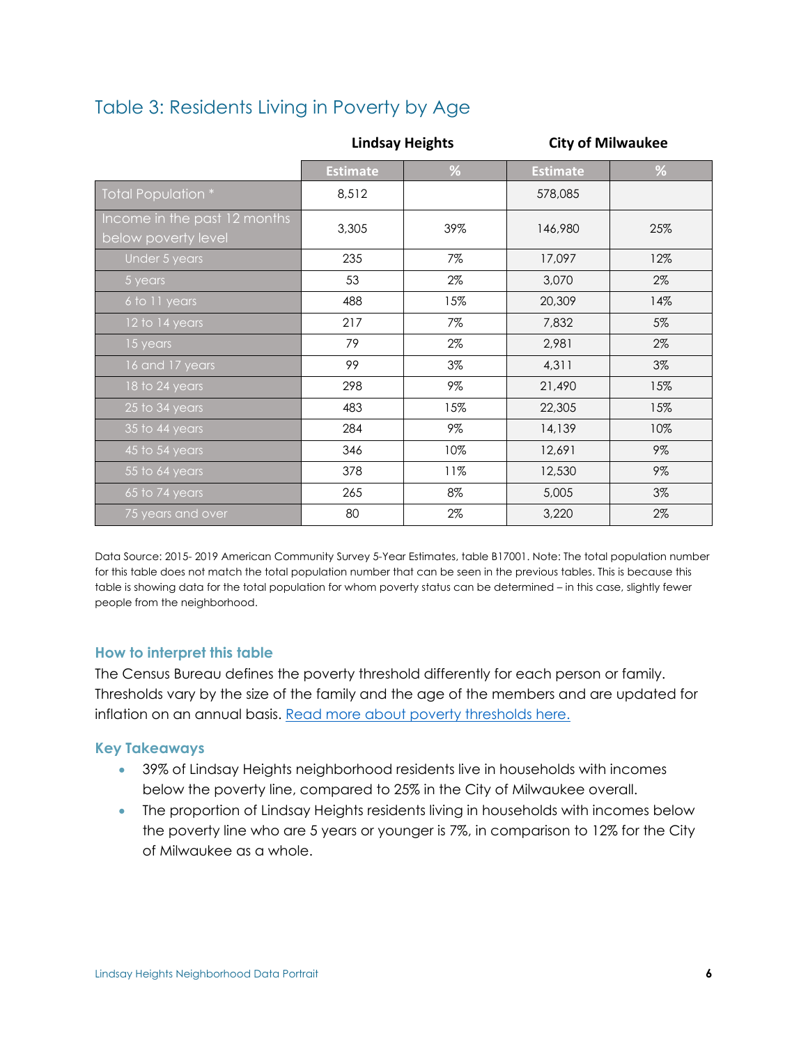## Table 3: Residents Living in Poverty by Age

| | Lindsay Heights | | City of Milwaukee | |
|---|---|---|---|---|
| | **Estimate** | **%** | **Estimate** | **%** |
| Total Population * | 8,512 | | 578,085 | |
| Income in the past 12 months below poverty level | 3,305 | 39% | 146,980 | 25% |
| Under 5 years | 235 | 7% | 17,097 | 12% |
| 5 years | 53 | 2% | 3,070 | 2% |
| 6 to 11 years | 488 | 15% | 20,309 | 14% |
| 12 to 14 years | 217 | 7% | 7,832 | 5% |
| 15 years | 79 | 2% | 2,981 | 2% |
| 16 and 17 years | 99 | 3% | 4,311 | 3% |
| 18 to 24 years | 298 | 9% | 21,490 | 15% |
| 25 to 34 years | 483 | 15% | 22,305 | 15% |
| 35 to 44 years | 284 | 9% | 14,139 | 10% |
| 45 to 54 years | 346 | 10% | 12,691 | 9% |
| 55 to 64 years | 378 | 11% | 12,530 | 9% |
| 65 to 74 years | 265 | 8% | 5,005 | 3% |
| 75 years and over | 80 | 2% | 3,220 | 2% |

Data Source: 2015- 2019 American Community Survey 5-Year Estimates, table B17001. Note: The total population number for this table does not match the total population number that can be seen in the previous tables. This is because this table is showing data for the total population for whom poverty status can be determined – in this case, slightly fewer people from the neighborhood.

### How to interpret this table

The Census Bureau defines the poverty threshold differently for each person or family. Thresholds vary by the size of the family and the age of the members and are updated for inflation on an annual basis. [Read more about poverty thresholds here.]

### Key Takeaways

- 39% of Lindsay Heights neighborhood residents live in households with incomes below the poverty line, compared to 25% in the City of Milwaukee overall.
- The proportion of Lindsay Heights residents living in households with incomes below the poverty line who are 5 years or younger is 7%, in comparison to 12% for the City of Milwaukee as a whole.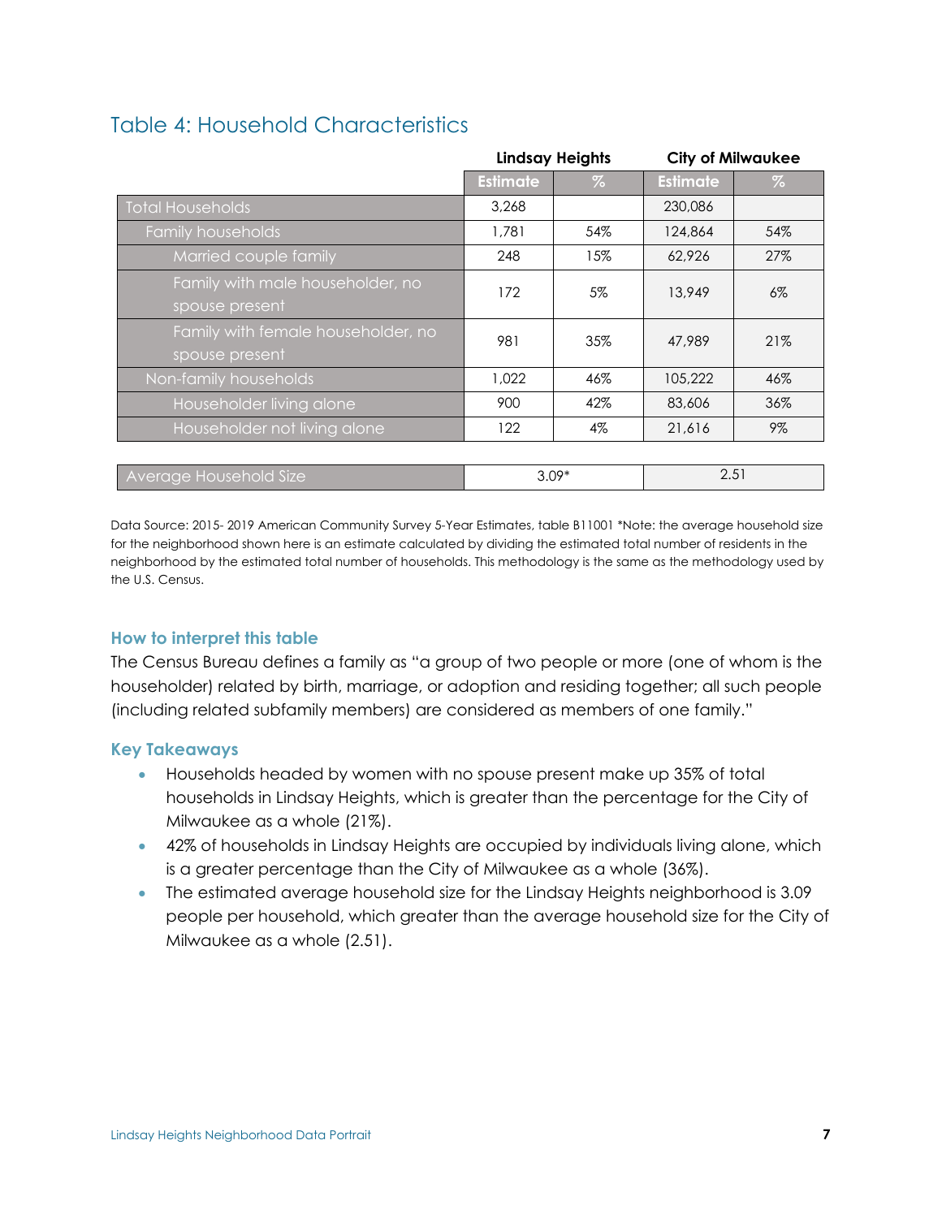## Table 4: Household Characteristics

| | Lindsay Heights | | City of Milwaukee | |
|---|---|---|---|---|
| | Estimate | % | Estimate | % |
| Total Households | 3,268 | | 230,086 | |
| Family households | 1,781 | 54% | 124,864 | 54% |
| Married couple family | 248 | 15% | 62,926 | 27% |
| Family with male householder, no spouse present | 172 | 5% | 13,949 | 6% |
| Family with female householder, no spouse present | 981 | 35% | 47,989 | 21% |
| Non-family households | 1,022 | 46% | 105,222 | 46% |
| Householder living alone | 900 | 42% | 83,606 | 36% |
| Householder not living alone | 122 | 4% | 21,616 | 9% |
| Average Household Size | 3.09* | | 2.51 | |

Data Source: 2015- 2019 American Community Survey 5-Year Estimates, table B11001 *Note: the average household size for the neighborhood shown here is an estimate calculated by dividing the estimated total number of residents in the neighborhood by the estimated total number of households. This methodology is the same as the methodology used by the U.S. Census.

### How to interpret this table

The Census Bureau defines a family as "a group of two people or more (one of whom is the householder) related by birth, marriage, or adoption and residing together; all such people (including related subfamily members) are considered as members of one family."

### Key Takeaways

- Households headed by women with no spouse present make up 35% of total households in Lindsay Heights, which is greater than the percentage for the City of Milwaukee as a whole (21%).
- 42% of households in Lindsay Heights are occupied by individuals living alone, which is a greater percentage than the City of Milwaukee as a whole (36%).
- The estimated average household size for the Lindsay Heights neighborhood is 3.09 people per household, which greater than the average household size for the City of Milwaukee as a whole (2.51).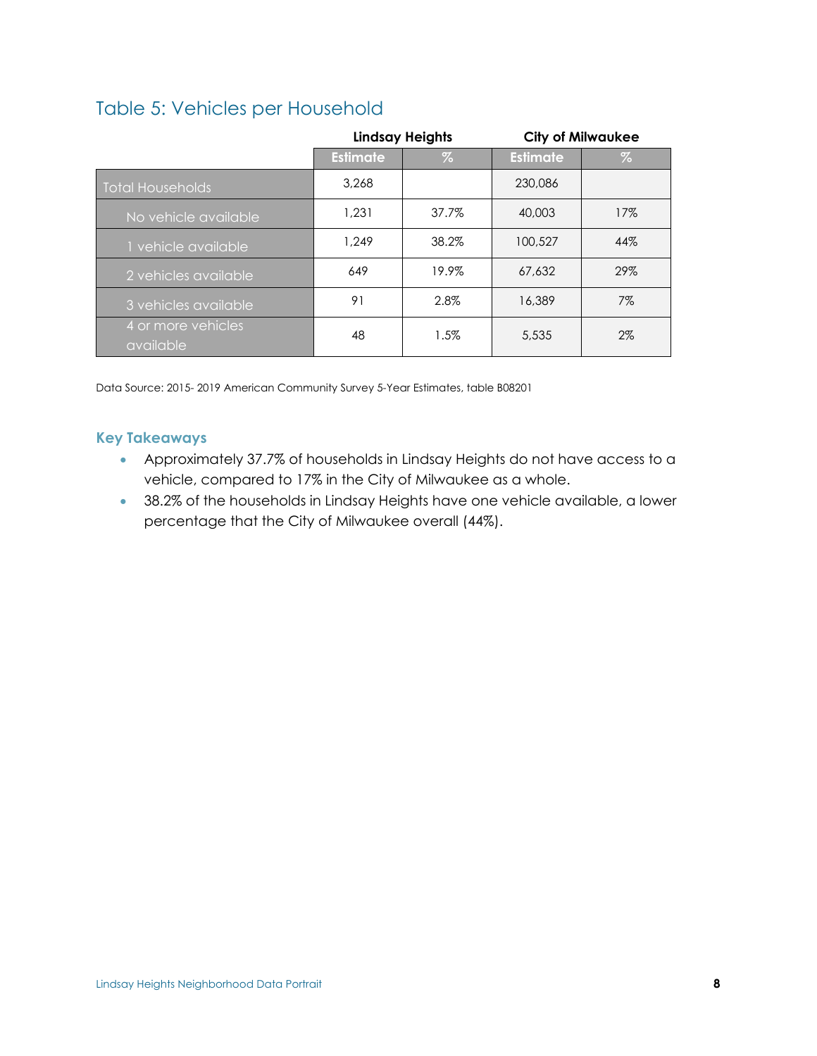## Table 5: Vehicles per Household

| | Lindsay Heights | | City of Milwaukee | |
|---|---|---|---|---|
| | Estimate | % | Estimate | % |
| Total Households | 3,268 | | 230,086 | |
| No vehicle available | 1,231 | 37.7% | 40,003 | 17% |
| 1 vehicle available | 1,249 | 38.2% | 100,527 | 44% |
| 2 vehicles available | 649 | 19.9% | 67,632 | 29% |
| 3 vehicles available | 91 | 2.8% | 16,389 | 7% |
| 4 or more vehicles available | 48 | 1.5% | 5,535 | 2% |

Data Source: 2015- 2019 American Community Survey 5-Year Estimates, table B08201

### Key Takeaways

- Approximately 37.7% of households in Lindsay Heights do not have access to a vehicle, compared to 17% in the City of Milwaukee as a whole.
- 38.2% of the households in Lindsay Heights have one vehicle available, a lower percentage that the City of Milwaukee overall (44%).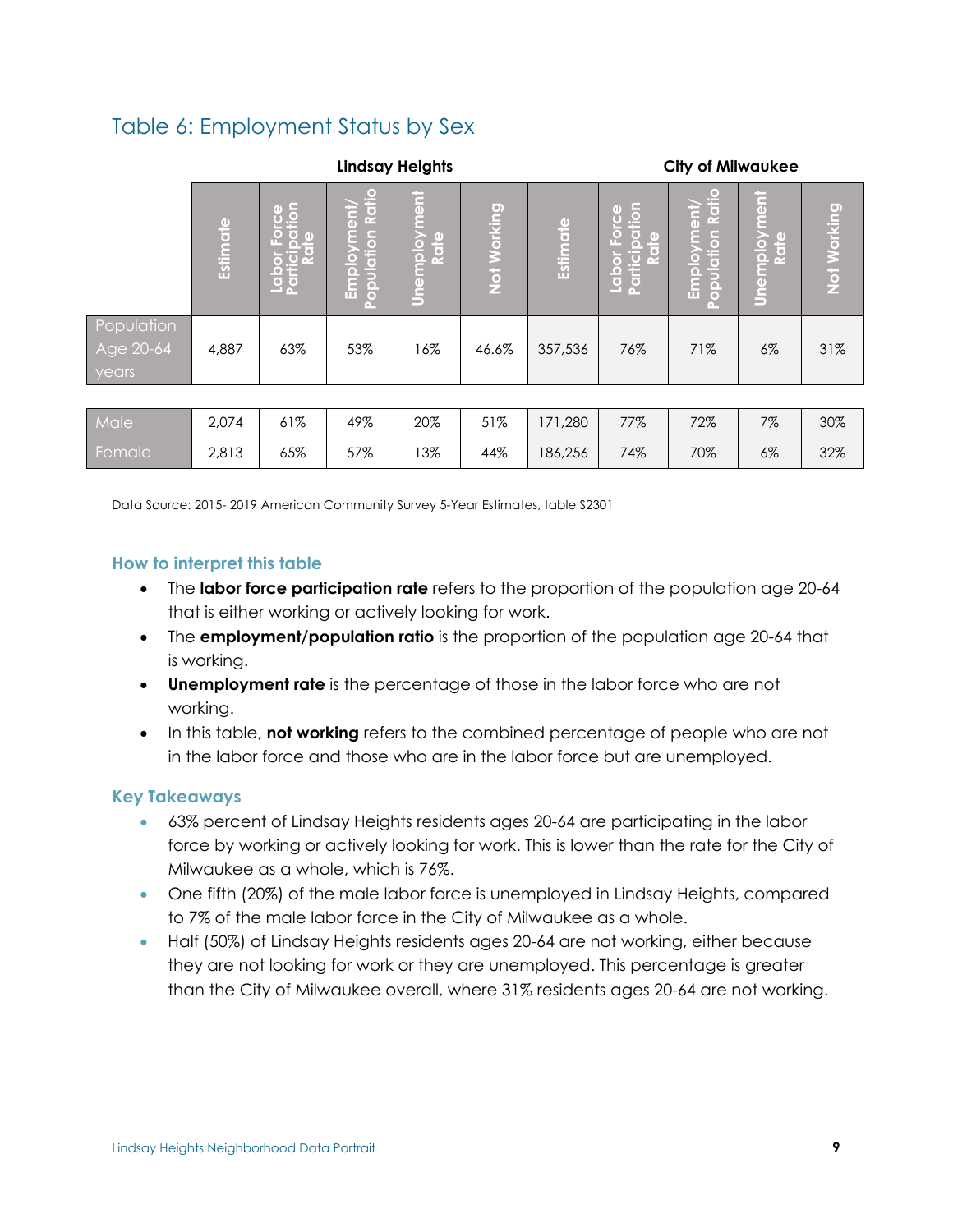## Table 6: Employment Status by Sex

| | Lindsay Heights | | | | | City of Milwaukee | | | | |
|---|---|---|---|---|---|---|---|---|---|---|
| | Estimate | Labor Force Participation Rate | Employment/ Population Ratio | Unemployment Rate | Not Working | Estimate | Labor Force Participation Rate | Employment/ Population Ratio | Unemployment Rate | Not Working |
| Population Age 20-64 years | 4,887 | 63% | 53% | 16% | 46.6% | 357,536 | 76% | 71% | 6% | 31% |
| Male | 2,074 | 61% | 49% | 20% | 51% | 171,280 | 77% | 72% | 7% | 30% |
| Female | 2,813 | 65% | 57% | 13% | 44% | 186,256 | 74% | 70% | 6% | 32% |

Data Source: 2015- 2019 American Community Survey 5-Year Estimates, table S2301

### How to interpret this table

- The **labor force participation rate** refers to the proportion of the population age 20-64 that is either working or actively looking for work.
- The **employment/population ratio** is the proportion of the population age 20-64 that is working.
- **Unemployment rate** is the percentage of those in the labor force who are not working.
- In this table, **not working** refers to the combined percentage of people who are not in the labor force and those who are in the labor force but are unemployed.

### Key Takeaways

- 63% percent of Lindsay Heights residents ages 20-64 are participating in the labor force by working or actively looking for work. This is lower than the rate for the City of Milwaukee as a whole, which is 76%.
- One fifth (20%) of the male labor force is unemployed in Lindsay Heights, compared to 7% of the male labor force in the City of Milwaukee as a whole.
- Half (50%) of Lindsay Heights residents ages 20-64 are not working, either because they are not looking for work or they are unemployed. This percentage is greater than the City of Milwaukee overall, where 31% residents ages 20-64 are not working.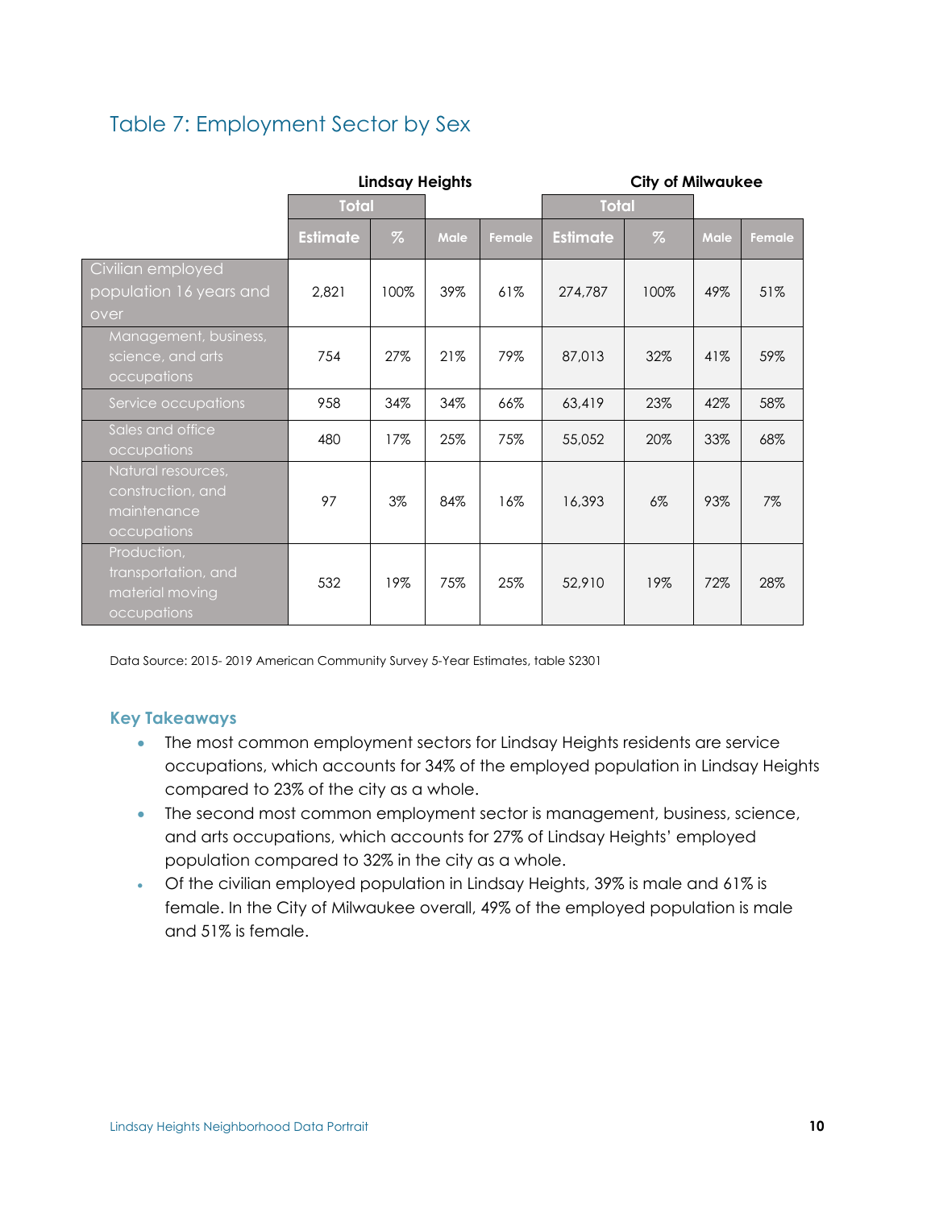## Table 7: Employment Sector by Sex

| | Lindsay Heights | | | | City of Milwaukee | | | |
|---|---|---|---|---|---|---|---|---|
| | Total | | | | Total | | | |
| | Estimate | % | Male | Female | Estimate | % | Male | Female |
| Civilian employed population 16 years and over | 2,821 | 100% | 39% | 61% | 274,787 | 100% | 49% | 51% |
| Management, business, science, and arts occupations | 754 | 27% | 21% | 79% | 87,013 | 32% | 41% | 59% |
| Service occupations | 958 | 34% | 34% | 66% | 63,419 | 23% | 42% | 58% |
| Sales and office occupations | 480 | 17% | 25% | 75% | 55,052 | 20% | 33% | 68% |
| Natural resources, construction, and maintenance occupations | 97 | 3% | 84% | 16% | 16,393 | 6% | 93% | 7% |
| Production, transportation, and material moving occupations | 532 | 19% | 75% | 25% | 52,910 | 19% | 72% | 28% |

Data Source: 2015- 2019 American Community Survey 5-Year Estimates, table S2301

### Key Takeaways

- The most common employment sectors for Lindsay Heights residents are service occupations, which accounts for 34% of the employed population in Lindsay Heights compared to 23% of the city as a whole.
- The second most common employment sector is management, business, science, and arts occupations, which accounts for 27% of Lindsay Heights' employed population compared to 32% in the city as a whole.
- Of the civilian employed population in Lindsay Heights, 39% is male and 61% is female. In the City of Milwaukee overall, 49% of the employed population is male and 51% is female.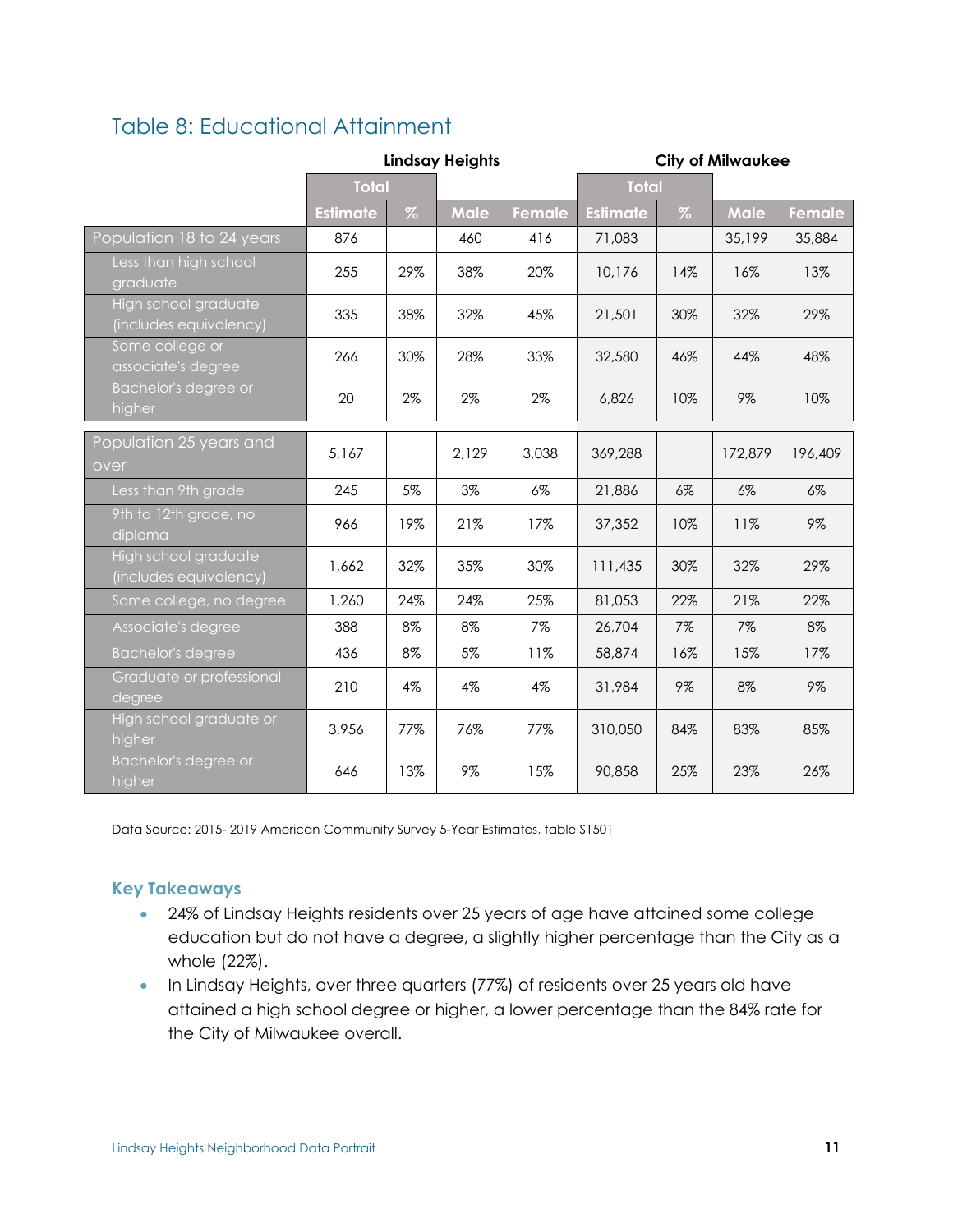## Table 8: Educational Attainment

| | Lindsay Heights | | | | City of Milwaukee | | | |
|---|---|---|---|---|---|---|---|---|
| | Total | | | | Total | | | |
| | Estimate | % | Male | Female | Estimate | % | Male | Female |
| Population 18 to 24 years | 876 | | 460 | 416 | 71,083 | | 35,199 | 35,884 |
| Less than high school graduate | 255 | 29% | 38% | 20% | 10,176 | 14% | 16% | 13% |
| High school graduate (includes equivalency) | 335 | 38% | 32% | 45% | 21,501 | 30% | 32% | 29% |
| Some college or associate's degree | 266 | 30% | 28% | 33% | 32,580 | 46% | 44% | 48% |
| Bachelor's degree or higher | 20 | 2% | 2% | 2% | 6,826 | 10% | 9% | 10% |
| Population 25 years and over | 5,167 | | 2,129 | 3,038 | 369,288 | | 172,879 | 196,409 |
| Less than 9th grade | 245 | 5% | 3% | 6% | 21,886 | 6% | 6% | 6% |
| 9th to 12th grade, no diploma | 966 | 19% | 21% | 17% | 37,352 | 10% | 11% | 9% |
| High school graduate (includes equivalency) | 1,662 | 32% | 35% | 30% | 111,435 | 30% | 32% | 29% |
| Some college, no degree | 1,260 | 24% | 24% | 25% | 81,053 | 22% | 21% | 22% |
| Associate's degree | 388 | 8% | 8% | 7% | 26,704 | 7% | 7% | 8% |
| Bachelor's degree | 436 | 8% | 5% | 11% | 58,874 | 16% | 15% | 17% |
| Graduate or professional degree | 210 | 4% | 4% | 4% | 31,984 | 9% | 8% | 9% |
| High school graduate or higher | 3,956 | 77% | 76% | 77% | 310,050 | 84% | 83% | 85% |
| Bachelor's degree or higher | 646 | 13% | 9% | 15% | 90,858 | 25% | 23% | 26% |

Data Source: 2015- 2019 American Community Survey 5-Year Estimates, table S1501

### Key Takeaways

- 24% of Lindsay Heights residents over 25 years of age have attained some college education but do not have a degree, a slightly higher percentage than the City as a whole (22%).
- In Lindsay Heights, over three quarters (77%) of residents over 25 years old have attained a high school degree or higher, a lower percentage than the 84% rate for the City of Milwaukee overall.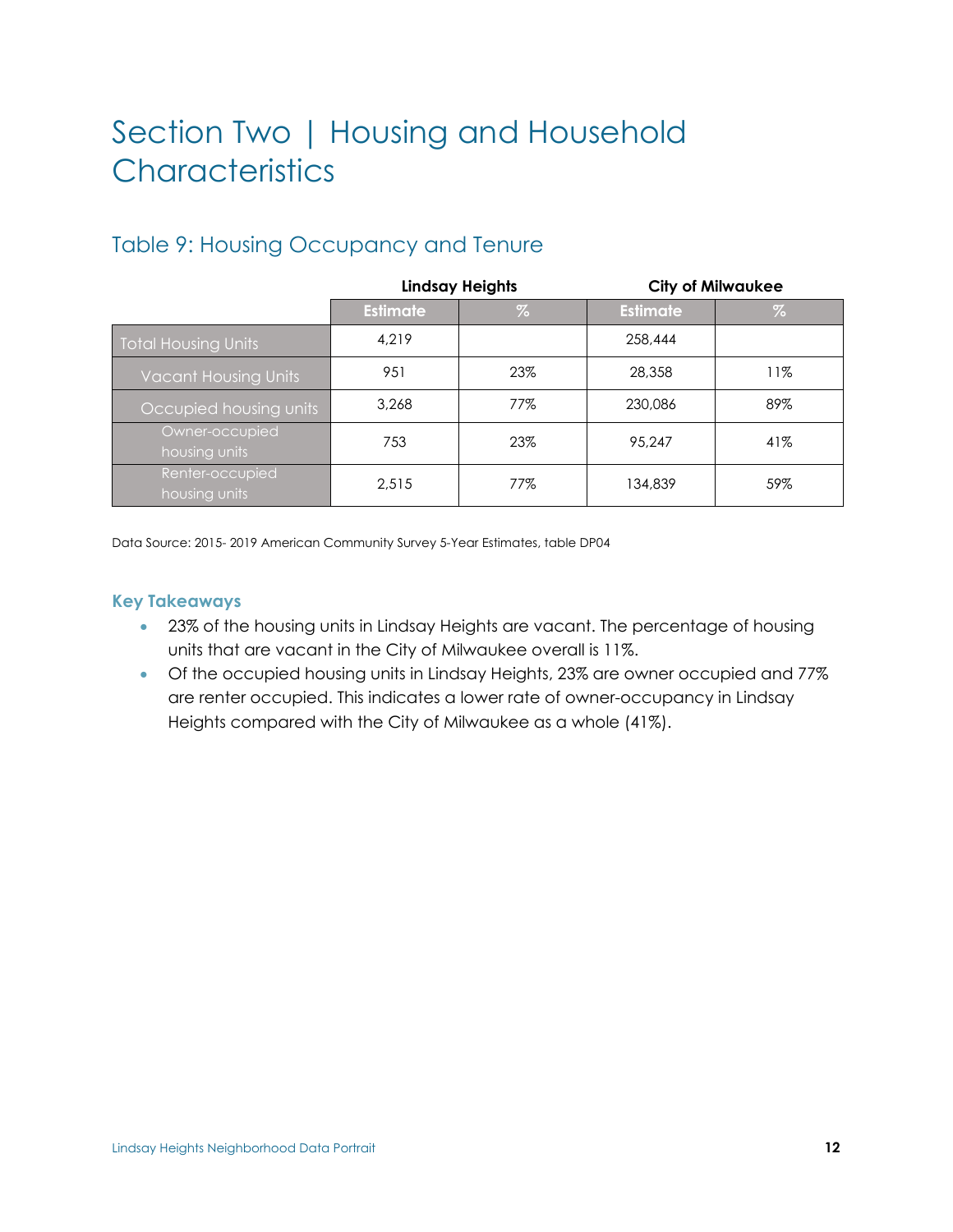# Section Two | Housing and Household Characteristics

## Table 9: Housing Occupancy and Tenure

| | Lindsay Heights | | City of Milwaukee | |
|---|---|---|---|---|
| | Estimate | % | Estimate | % |
| Total Housing Units | 4,219 | | 258,444 | |
| Vacant Housing Units | 951 | 23% | 28,358 | 11% |
| Occupied housing units | 3,268 | 77% | 230,086 | 89% |
| Owner-occupied housing units | 753 | 23% | 95,247 | 41% |
| Renter-occupied housing units | 2,515 | 77% | 134,839 | 59% |

Data Source: 2015- 2019 American Community Survey 5-Year Estimates, table DP04

### Key Takeaways

- 23% of the housing units in Lindsay Heights are vacant. The percentage of housing units that are vacant in the City of Milwaukee overall is 11%.
- Of the occupied housing units in Lindsay Heights, 23% are owner occupied and 77% are renter occupied. This indicates a lower rate of owner-occupancy in Lindsay Heights compared with the City of Milwaukee as a whole (41%).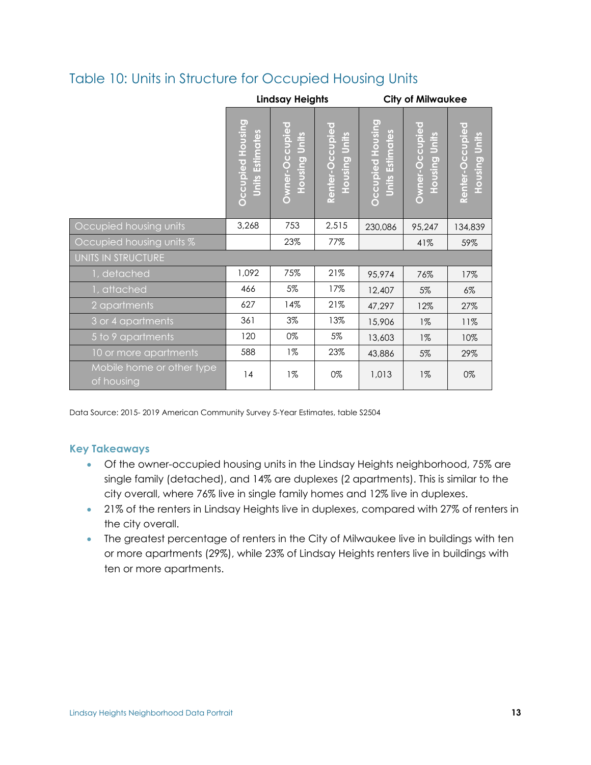## Table 10: Units in Structure for Occupied Housing Units

| | Lindsay Heights | | | City of Milwaukee | | |
|---|---|---|---|---|---|---|
| | Occupied Housing Units Estimates | Owner-Occupied Housing Units | Renter-Occupied Housing Units | Occupied Housing Units Estimates | Owner-Occupied Housing Units | Renter-Occupied Housing Units |
| Occupied housing units | 3,268 | 753 | 2,515 | 230,086 | 95,247 | 134,839 |
| Occupied housing units % | | 23% | 77% | | 41% | 59% |
| UNITS IN STRUCTURE | | | | | | |
| 1, detached | 1,092 | 75% | 21% | 95,974 | 76% | 17% |
| 1, attached | 466 | 5% | 17% | 12,407 | 5% | 6% |
| 2 apartments | 627 | 14% | 21% | 47,297 | 12% | 27% |
| 3 or 4 apartments | 361 | 3% | 13% | 15,906 | 1% | 11% |
| 5 to 9 apartments | 120 | 0% | 5% | 13,603 | 1% | 10% |
| 10 or more apartments | 588 | 1% | 23% | 43,886 | 5% | 29% |
| Mobile home or other type of housing | 14 | 1% | 0% | 1,013 | 1% | 0% |

Data Source: 2015- 2019 American Community Survey 5-Year Estimates, table S2504

### Key Takeaways

- Of the owner-occupied housing units in the Lindsay Heights neighborhood, 75% are single family (detached), and 14% are duplexes (2 apartments). This is similar to the city overall, where 76% live in single family homes and 12% live in duplexes.
- 21% of the renters in Lindsay Heights live in duplexes, compared with 27% of renters in the city overall.
- The greatest percentage of renters in the City of Milwaukee live in buildings with ten or more apartments (29%), while 23% of Lindsay Heights renters live in buildings with ten or more apartments.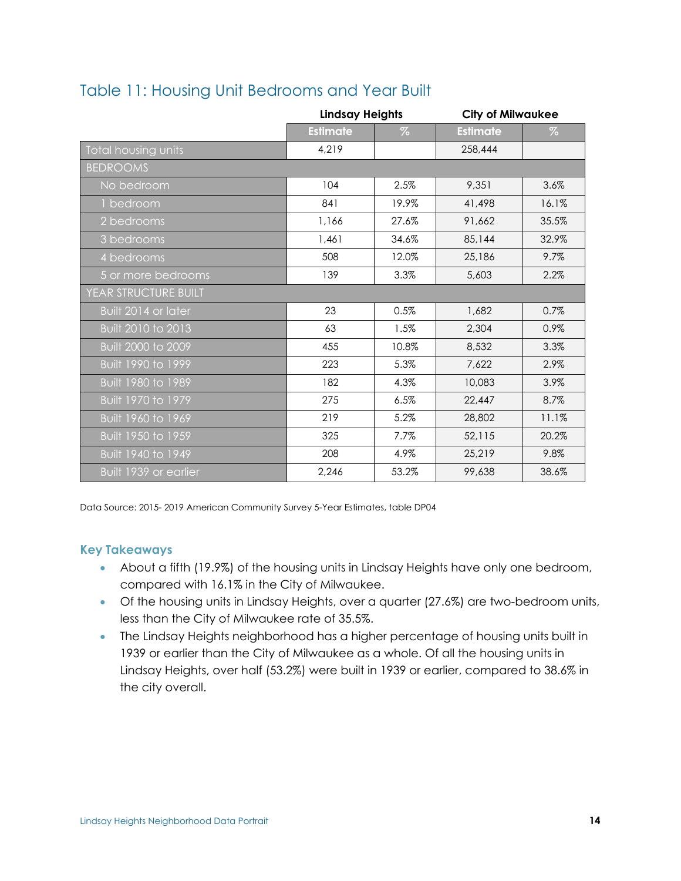## Table 11: Housing Unit Bedrooms and Year Built

| | Lindsay Heights | | City of Milwaukee | |
|---|---|---|---|---|
| | Estimate | % | Estimate | % |
| Total housing units | 4,219 | | 258,444 | |
| BEDROOMS | | | | |
| No bedroom | 104 | 2.5% | 9,351 | 3.6% |
| 1 bedroom | 841 | 19.9% | 41,498 | 16.1% |
| 2 bedrooms | 1,166 | 27.6% | 91,662 | 35.5% |
| 3 bedrooms | 1,461 | 34.6% | 85,144 | 32.9% |
| 4 bedrooms | 508 | 12.0% | 25,186 | 9.7% |
| 5 or more bedrooms | 139 | 3.3% | 5,603 | 2.2% |
| YEAR STRUCTURE BUILT | | | | |
| Built 2014 or later | 23 | 0.5% | 1,682 | 0.7% |
| Built 2010 to 2013 | 63 | 1.5% | 2,304 | 0.9% |
| Built 2000 to 2009 | 455 | 10.8% | 8,532 | 3.3% |
| Built 1990 to 1999 | 223 | 5.3% | 7,622 | 2.9% |
| Built 1980 to 1989 | 182 | 4.3% | 10,083 | 3.9% |
| Built 1970 to 1979 | 275 | 6.5% | 22,447 | 8.7% |
| Built 1960 to 1969 | 219 | 5.2% | 28,802 | 11.1% |
| Built 1950 to 1959 | 325 | 7.7% | 52,115 | 20.2% |
| Built 1940 to 1949 | 208 | 4.9% | 25,219 | 9.8% |
| Built 1939 or earlier | 2,246 | 53.2% | 99,638 | 38.6% |

Data Source: 2015- 2019 American Community Survey 5-Year Estimates, table DP04

### Key Takeaways

- About a fifth (19.9%) of the housing units in Lindsay Heights have only one bedroom, compared with 16.1% in the City of Milwaukee.
- Of the housing units in Lindsay Heights, over a quarter (27.6%) are two-bedroom units, less than the City of Milwaukee rate of 35.5%.
- The Lindsay Heights neighborhood has a higher percentage of housing units built in 1939 or earlier than the City of Milwaukee as a whole. Of all the housing units in Lindsay Heights, over half (53.2%) were built in 1939 or earlier, compared to 38.6% in the city overall.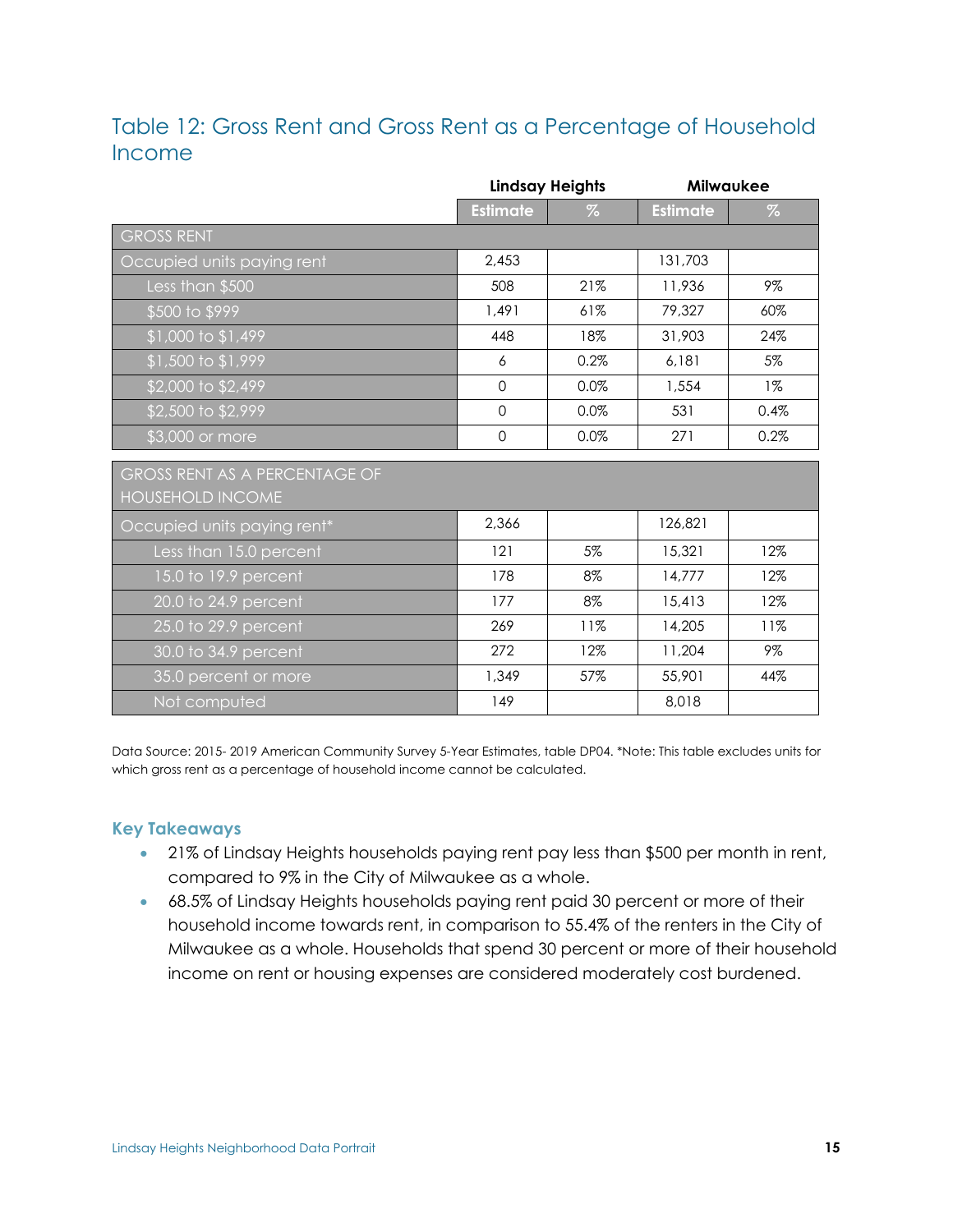## Table 12: Gross Rent and Gross Rent as a Percentage of Household Income

| | Lindsay Heights | | Milwaukee | |
|---|---|---|---|---|
| | Estimate | % | Estimate | % |
| **GROSS RENT** | | | | |
| Occupied units paying rent | 2,453 | | 131,703 | |
| Less than $500 | 508 | 21% | 11,936 | 9% |
| $500 to $999 | 1,491 | 61% | 79,327 | 60% |
| $1,000 to $1,499 | 448 | 18% | 31,903 | 24% |
| $1,500 to $1,999 | 6 | 0.2% | 6,181 | 5% |
| $2,000 to $2,499 | 0 | 0.0% | 1,554 | 1% |
| $2,500 to $2,999 | 0 | 0.0% | 531 | 0.4% |
| $3,000 or more | 0 | 0.0% | 271 | 0.2% |
| **GROSS RENT AS A PERCENTAGE OF HOUSEHOLD INCOME** | | | | |
| Occupied units paying rent* | 2,366 | | 126,821 | |
| Less than 15.0 percent | 121 | 5% | 15,321 | 12% |
| 15.0 to 19.9 percent | 178 | 8% | 14,777 | 12% |
| 20.0 to 24.9 percent | 177 | 8% | 15,413 | 12% |
| 25.0 to 29.9 percent | 269 | 11% | 14,205 | 11% |
| 30.0 to 34.9 percent | 272 | 12% | 11,204 | 9% |
| 35.0 percent or more | 1,349 | 57% | 55,901 | 44% |
| Not computed | 149 | | 8,018 | |

Data Source: 2015- 2019 American Community Survey 5-Year Estimates, table DP04. *Note: This table excludes units for which gross rent as a percentage of household income cannot be calculated.

### Key Takeaways

- 21% of Lindsay Heights households paying rent pay less than $500 per month in rent, compared to 9% in the City of Milwaukee as a whole.
- 68.5% of Lindsay Heights households paying rent paid 30 percent or more of their household income towards rent, in comparison to 55.4% of the renters in the City of Milwaukee as a whole. Households that spend 30 percent or more of their household income on rent or housing expenses are considered moderately cost burdened.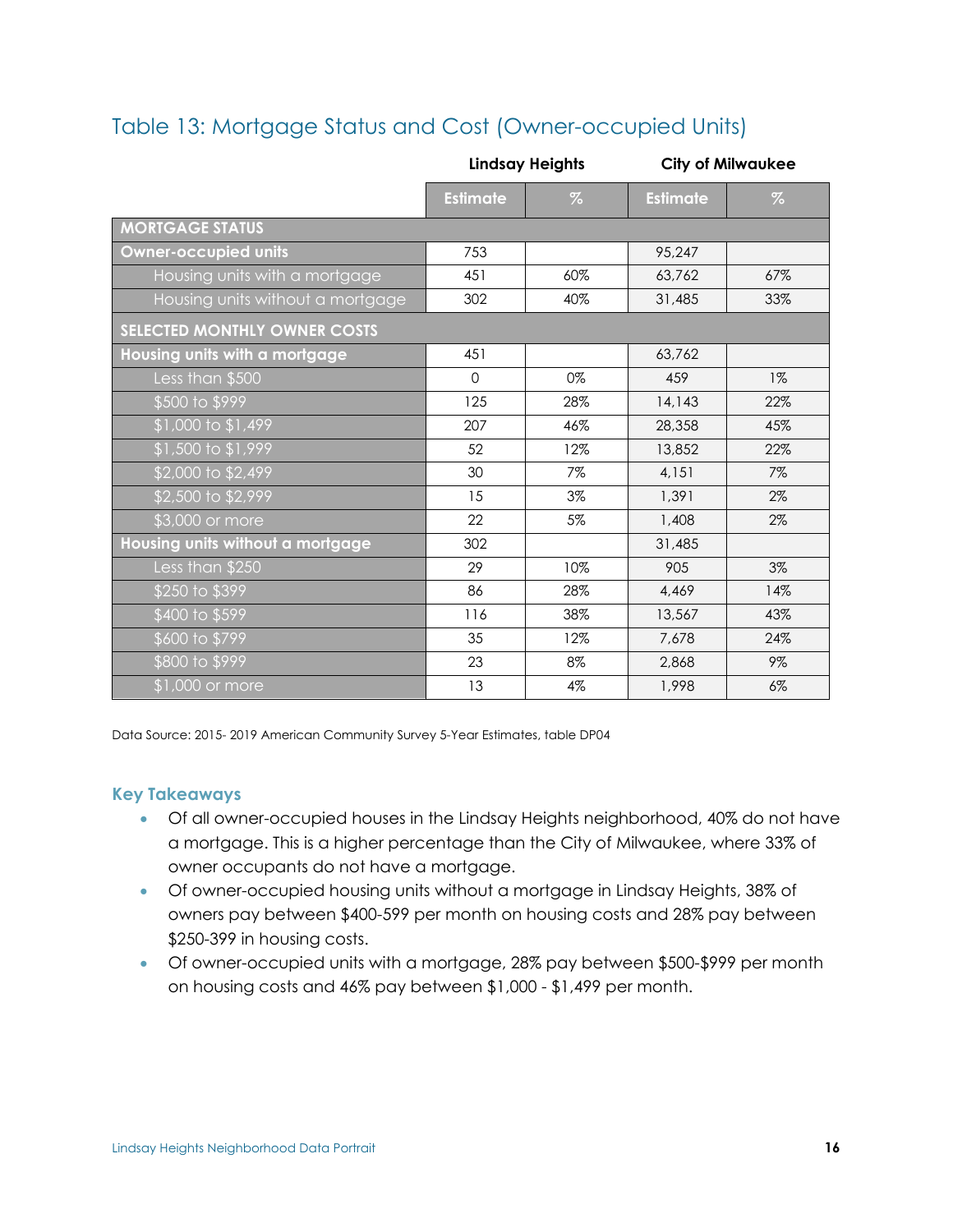## Table 13: Mortgage Status and Cost (Owner-occupied Units)

| | Lindsay Heights | | City of Milwaukee | |
|---|---|---|---|---|
| | Estimate | % | Estimate | % |
| **MORTGAGE STATUS** | | | | |
| **Owner-occupied units** | 753 | | 95,247 | |
| Housing units with a mortgage | 451 | 60% | 63,762 | 67% |
| Housing units without a mortgage | 302 | 40% | 31,485 | 33% |
| **SELECTED MONTHLY OWNER COSTS** | | | | |
| **Housing units with a mortgage** | 451 | | 63,762 | |
| Less than $500 | 0 | 0% | 459 | 1% |
| $500 to $999 | 125 | 28% | 14,143 | 22% |
| $1,000 to $1,499 | 207 | 46% | 28,358 | 45% |
| $1,500 to $1,999 | 52 | 12% | 13,852 | 22% |
| $2,000 to $2,499 | 30 | 7% | 4,151 | 7% |
| $2,500 to $2,999 | 15 | 3% | 1,391 | 2% |
| $3,000 or more | 22 | 5% | 1,408 | 2% |
| **Housing units without a mortgage** | 302 | | 31,485 | |
| Less than $250 | 29 | 10% | 905 | 3% |
| $250 to $399 | 86 | 28% | 4,469 | 14% |
| $400 to $599 | 116 | 38% | 13,567 | 43% |
| $600 to $799 | 35 | 12% | 7,678 | 24% |
| $800 to $999 | 23 | 8% | 2,868 | 9% |
| $1,000 or more | 13 | 4% | 1,998 | 6% |

Data Source: 2015- 2019 American Community Survey 5-Year Estimates, table DP04

### Key Takeaways

- Of all owner-occupied houses in the Lindsay Heights neighborhood, 40% do not have a mortgage. This is a higher percentage than the City of Milwaukee, where 33% of owner occupants do not have a mortgage.
- Of owner-occupied housing units without a mortgage in Lindsay Heights, 38% of owners pay between $400-599 per month on housing costs and 28% pay between $250-399 in housing costs.
- Of owner-occupied units with a mortgage, 28% pay between $500-$999 per month on housing costs and 46% pay between $1,000 - $1,499 per month.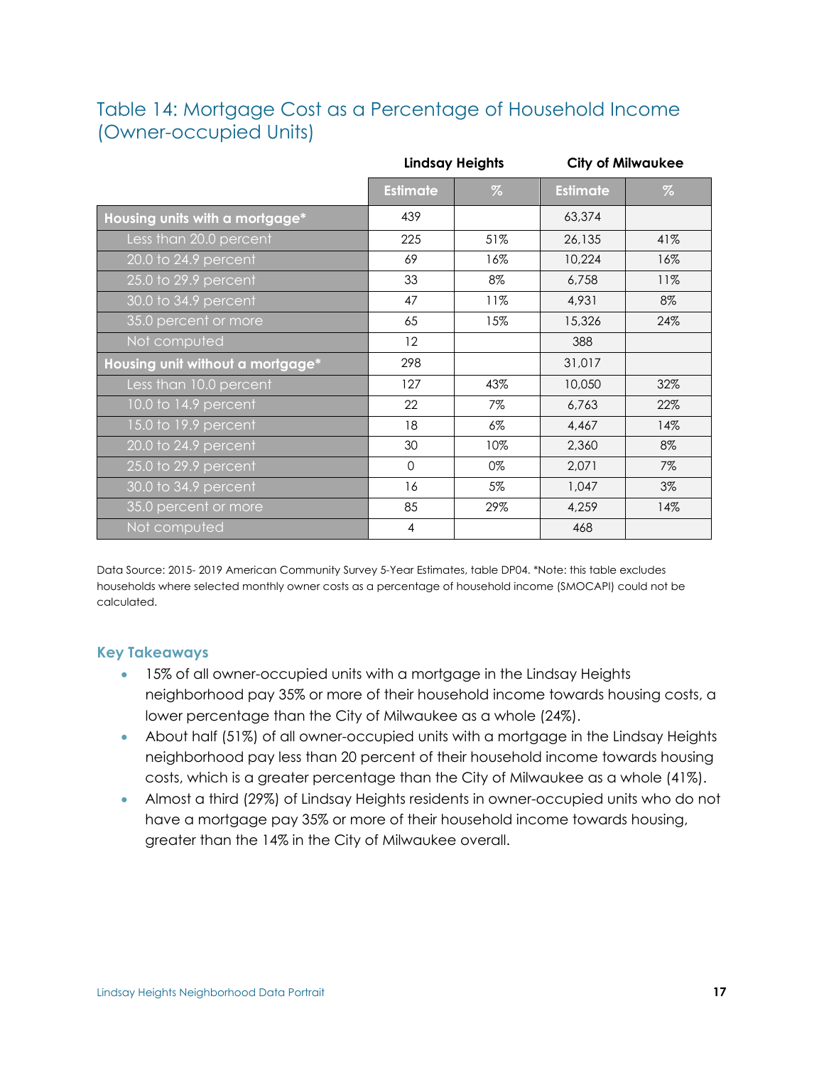## Table 14: Mortgage Cost as a Percentage of Household Income (Owner-occupied Units)

| | Lindsay Heights | | City of Milwaukee | |
|---|---|---|---|---|
| | Estimate | % | Estimate | % |
| **Housing units with a mortgage*** | 439 | | 63,374 | |
| Less than 20.0 percent | 225 | 51% | 26,135 | 41% |
| 20.0 to 24.9 percent | 69 | 16% | 10,224 | 16% |
| 25.0 to 29.9 percent | 33 | 8% | 6,758 | 11% |
| 30.0 to 34.9 percent | 47 | 11% | 4,931 | 8% |
| 35.0 percent or more | 65 | 15% | 15,326 | 24% |
| Not computed | 12 | | 388 | |
| **Housing unit without a mortgage*** | 298 | | 31,017 | |
| Less than 10.0 percent | 127 | 43% | 10,050 | 32% |
| 10.0 to 14.9 percent | 22 | 7% | 6,763 | 22% |
| 15.0 to 19.9 percent | 18 | 6% | 4,467 | 14% |
| 20.0 to 24.9 percent | 30 | 10% | 2,360 | 8% |
| 25.0 to 29.9 percent | 0 | 0% | 2,071 | 7% |
| 30.0 to 34.9 percent | 16 | 5% | 1,047 | 3% |
| 35.0 percent or more | 85 | 29% | 4,259 | 14% |
| Not computed | 4 | | 468 | |

Data Source: 2015- 2019 American Community Survey 5-Year Estimates, table DP04. *Note: this table excludes households where selected monthly owner costs as a percentage of household income (SMOCAPI) could not be calculated.

### Key Takeaways

- 15% of all owner-occupied units with a mortgage in the Lindsay Heights neighborhood pay 35% or more of their household income towards housing costs, a lower percentage than the City of Milwaukee as a whole (24%).
- About half (51%) of all owner-occupied units with a mortgage in the Lindsay Heights neighborhood pay less than 20 percent of their household income towards housing costs, which is a greater percentage than the City of Milwaukee as a whole (41%).
- Almost a third (29%) of Lindsay Heights residents in owner-occupied units who do not have a mortgage pay 35% or more of their household income towards housing, greater than the 14% in the City of Milwaukee overall.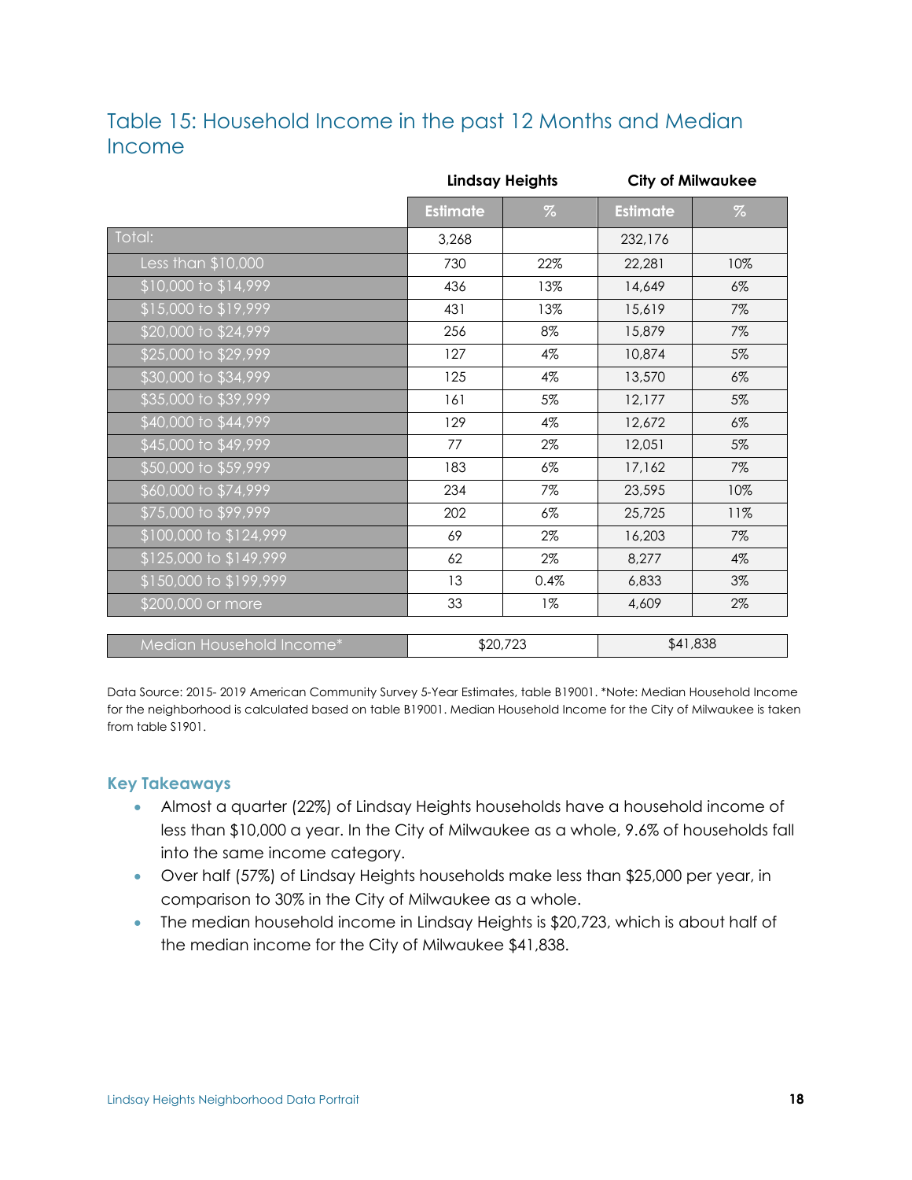## Table 15: Household Income in the past 12 Months and Median Income

| | Lindsay Heights | | City of Milwaukee | |
|---|---|---|---|---|
| | Estimate | % | Estimate | % |
| Total: | 3,268 | | 232,176 | |
| Less than $10,000 | 730 | 22% | 22,281 | 10% |
| $10,000 to $14,999 | 436 | 13% | 14,649 | 6% |
| $15,000 to $19,999 | 431 | 13% | 15,619 | 7% |
| $20,000 to $24,999 | 256 | 8% | 15,879 | 7% |
| $25,000 to $29,999 | 127 | 4% | 10,874 | 5% |
| $30,000 to $34,999 | 125 | 4% | 13,570 | 6% |
| $35,000 to $39,999 | 161 | 5% | 12,177 | 5% |
| $40,000 to $44,999 | 129 | 4% | 12,672 | 6% |
| $45,000 to $49,999 | 77 | 2% | 12,051 | 5% |
| $50,000 to $59,999 | 183 | 6% | 17,162 | 7% |
| $60,000 to $74,999 | 234 | 7% | 23,595 | 10% |
| $75,000 to $99,999 | 202 | 6% | 25,725 | 11% |
| $100,000 to $124,999 | 69 | 2% | 16,203 | 7% |
| $125,000 to $149,999 | 62 | 2% | 8,277 | 4% |
| $150,000 to $199,999 | 13 | 0.4% | 6,833 | 3% |
| $200,000 or more | 33 | 1% | 4,609 | 2% |
| Median Household Income* | $20,723 | | $41,838 | |

Data Source: 2015- 2019 American Community Survey 5-Year Estimates, table B19001. *Note: Median Household Income for the neighborhood is calculated based on table B19001. Median Household Income for the City of Milwaukee is taken from table S1901.

### Key Takeaways

- Almost a quarter (22%) of Lindsay Heights households have a household income of less than $10,000 a year. In the City of Milwaukee as a whole, 9.6% of households fall into the same income category.
- Over half (57%) of Lindsay Heights households make less than $25,000 per year, in comparison to 30% in the City of Milwaukee as a whole.
- The median household income in Lindsay Heights is $20,723, which is about half of the median income for the City of Milwaukee $41,838.